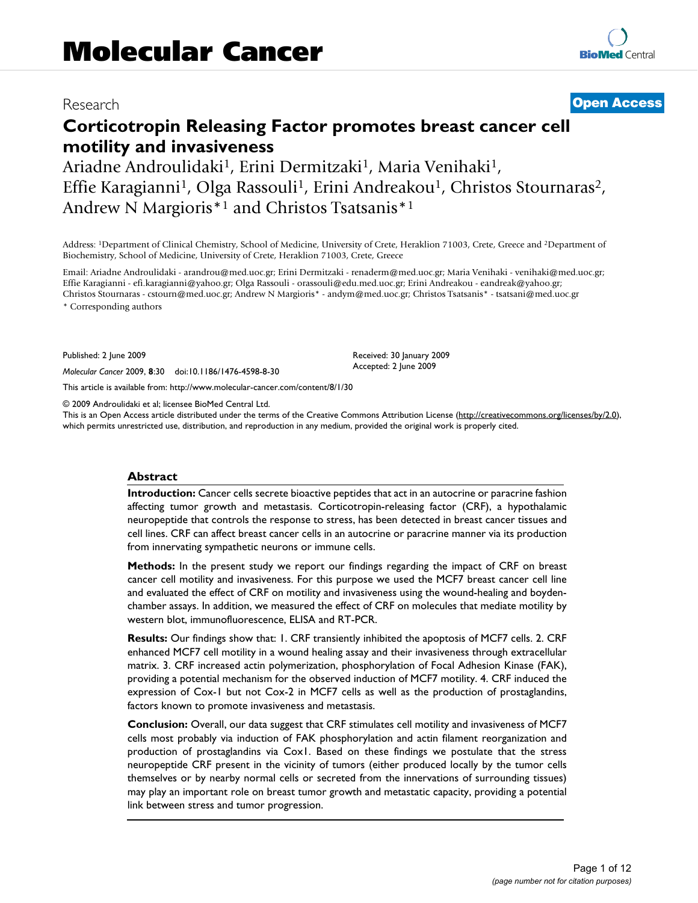Research **Open Access**

# Corticotropin Releasing Factor promotes breast cancer cell motility and invasiveness

Ariadne Androulidaki[1], Erini Dermitzaki[1], Maria Venihaki[1], Effie Karagianni[1], Olga Rassouli[1], Erini Andreakou[1], Christos Stournaras[2], Andrew N Margioris*[1] and Christos Tsatsanis*[1]

Address: [1]Department of Clinical Chemistry, School of Medicine, University of Crete, Heraklion 71003, Crete, Greece and [2]Department of Biochemistry, School of Medicine, University of Crete, Heraklion 71003, Crete, Greece

Email: Ariadne Androulidaki - arandrou@med.uoc.gr; Erini Dermitzaki - renaderm@med.uoc.gr; Maria Venihaki - venihaki@med.uoc.gr; Effie Karagianni - efi.karagianni@yahoo.gr; Olga Rassouli - orassouli@edu.med.uoc.gr; Erini Andreakou - eandreak@yahoo.gr; Christos Stournaras - cstourn@med.uoc.gr; Andrew N Margioris* - andym@med.uoc.gr; Christos Tsatsanis* - tsatsani@med.uoc.gr

\* Corresponding authors

Published: 2 June 2009

*Molecular Cancer* 2009, **8**:30 doi:10.1186/1476-4598-8-30

Received: 30 January 2009
Accepted: 2 June 2009

This article is available from: http://www.molecular-cancer.com/content/8/1/30

© 2009 Androulidaki et al; licensee BioMed Central Ltd.

This is an Open Access article distributed under the terms of the Creative Commons Attribution License (http://creativecommons.org/licenses/by/2.0), which permits unrestricted use, distribution, and reproduction in any medium, provided the original work is properly cited.

## Abstract

**Introduction:** Cancer cells secrete bioactive peptides that act in an autocrine or paracrine fashion affecting tumor growth and metastasis. Corticotropin-releasing factor (CRF), a hypothalamic neuropeptide that controls the response to stress, has been detected in breast cancer tissues and cell lines. CRF can affect breast cancer cells in an autocrine or paracrine manner via its production from innervating sympathetic neurons or immune cells.

**Methods:** In the present study we report our findings regarding the impact of CRF on breast cancer cell motility and invasiveness. For this purpose we used the MCF7 breast cancer cell line and evaluated the effect of CRF on motility and invasiveness using the wound-healing and boyden-chamber assays. In addition, we measured the effect of CRF on molecules that mediate motility by western blot, immunofluorescence, ELISA and RT-PCR.

**Results:** Our findings show that: 1. CRF transiently inhibited the apoptosis of MCF7 cells. 2. CRF enhanced MCF7 cell motility in a wound healing assay and their invasiveness through extracellular matrix. 3. CRF increased actin polymerization, phosphorylation of Focal Adhesion Kinase (FAK), providing a potential mechanism for the observed induction of MCF7 motility. 4. CRF induced the expression of Cox-1 but not Cox-2 in MCF7 cells as well as the production of prostaglandins, factors known to promote invasiveness and metastasis.

**Conclusion:** Overall, our data suggest that CRF stimulates cell motility and invasiveness of MCF7 cells most probably via induction of FAK phosphorylation and actin filament reorganization and production of prostaglandins via Cox1. Based on these findings we postulate that the stress neuropeptide CRF present in the vicinity of tumors (either produced locally by the tumor cells themselves or by nearby normal cells or secreted from the innervations of surrounding tissues) may play an important role on breast tumor growth and metastatic capacity, providing a potential link between stress and tumor progression.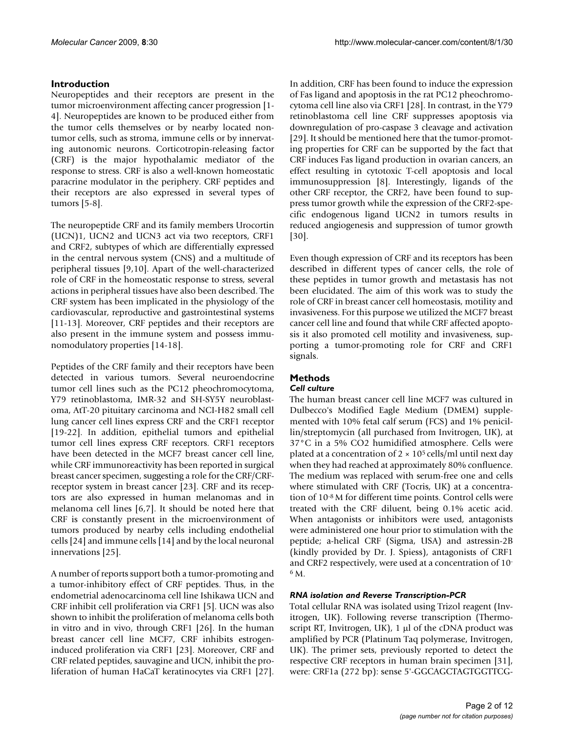## Introduction

Neuropeptides and their receptors are present in the tumor microenvironment affecting cancer progression [1-4]. Neuropeptides are known to be produced either from the tumor cells themselves or by nearby located non-tumor cells, such as stroma, immune cells or by innervating autonomic neurons. Corticotropin-releasing factor (CRF) is the major hypothalamic mediator of the response to stress. CRF is also a well-known homeostatic paracrine modulator in the periphery. CRF peptides and their receptors are also expressed in several types of tumors [5-8].

The neuropeptide CRF and its family members Urocortin (UCN)1, UCN2 and UCN3 act via two receptors, CRF1 and CRF2, subtypes of which are differentially expressed in the central nervous system (CNS) and a multitude of peripheral tissues [9,10]. Apart of the well-characterized role of CRF in the homeostatic response to stress, several actions in peripheral tissues have also been described. The CRF system has been implicated in the physiology of the cardiovascular, reproductive and gastrointestinal systems [11-13]. Moreover, CRF peptides and their receptors are also present in the immune system and possess immunomodulatory properties [14-18].

Peptides of the CRF family and their receptors have been detected in various tumors. Several neuroendocrine tumor cell lines such as the PC12 pheochromocytoma, Y79 retinoblastoma, IMR-32 and SH-SY5Y neuroblastoma, AtT-20 pituitary carcinoma and NCI-H82 small cell lung cancer cell lines express CRF and the CRF1 receptor [19-22]. In addition, epithelial tumors and epithelial tumor cell lines express CRF receptors. CRF1 receptors have been detected in the MCF7 breast cancer cell line, while CRF immunoreactivity has been reported in surgical breast cancer specimen, suggesting a role for the CRF/CRF-receptor system in breast cancer [23]. CRF and its receptors are also expressed in human melanomas and in melanoma cell lines [6,7]. It should be noted here that CRF is constantly present in the microenvironment of tumors produced by nearby cells including endothelial cells [24] and immune cells [14] and by the local neuronal innervations [25].

A number of reports support both a tumor-promoting and a tumor-inhibitory effect of CRF peptides. Thus, in the endometrial adenocarcinoma cell line Ishikawa UCN and CRF inhibit cell proliferation via CRF1 [5]. UCN was also shown to inhibit the proliferation of melanoma cells both in vitro and in vivo, through CRF1 [26]. In the human breast cancer cell line MCF7, CRF inhibits estrogen-induced proliferation via CRF1 [23]. Moreover, CRF and CRF related peptides, sauvagine and UCN, inhibit the proliferation of human HaCaT keratinocytes via CRF1 [27]. In addition, CRF has been found to induce the expression of Fas ligand and apoptosis in the rat PC12 pheochromocytoma cell line also via CRF1 [28]. In contrast, in the Y79 retinoblastoma cell line CRF suppresses apoptosis via downregulation of pro-caspase 3 cleavage and activation [29]. It should be mentioned here that the tumor-promoting properties for CRF can be supported by the fact that CRF induces Fas ligand production in ovarian cancers, an effect resulting in cytotoxic T-cell apoptosis and local immunosuppression [8]. Interestingly, ligands of the other CRF receptor, the CRF2, have been found to suppress tumor growth while the expression of the CRF2-specific endogenous ligand UCN2 in tumors results in reduced angiogenesis and suppression of tumor growth [30].

Even though expression of CRF and its receptors has been described in different types of cancer cells, the role of these peptides in tumor growth and metastasis has not been elucidated. The aim of this work was to study the role of CRF in breast cancer cell homeostasis, motility and invasiveness. For this purpose we utilized the MCF7 breast cancer cell line and found that while CRF affected apoptosis it also promoted cell motility and invasiveness, supporting a tumor-promoting role for CRF and CRF1 signals.

## Methods

### *Cell culture*

The human breast cancer cell line MCF7 was cultured in Dulbecco's Modified Eagle Medium (DMEM) supplemented with 10% fetal calf serum (FCS) and 1% penicillin/streptomycin (all purchased from Invitrogen, UK), at 37°C in a 5% $CO_2$ humidified atmosphere. Cells were plated at a concentration of $2 \times 10^5$ cells/ml until next day when they had reached at approximately 80% confluence. The medium was replaced with serum-free one and cells where stimulated with CRF (Tocris, UK) at a concentration of $10^{-8}$ M for different time points. Control cells were treated with the CRF diluent, being 0.1% acetic acid. When antagonists or inhibitors were used, antagonists were administered one hour prior to stimulation with the peptide; a-helical CRF (Sigma, USA) and astressin-2B (kindly provided by Dr. J. Spiess), antagonists of CRF1 and CRF2 respectively, were used at a concentration of $10^{-6}$ M.

### *RNA isolation and Reverse Transcription-PCR*

Total cellular RNA was isolated using Trizol reagent (Invitrogen, UK). Following reverse transcription (Thermoscript RT, Invitrogen, UK), 1 μl of the cDNA product was amplified by PCR (Platinum Taq polymerase, Invitrogen, UK). The primer sets, previously reported to detect the respective CRF receptors in human brain specimen [31], were: CRF1a (272 bp): sense 5'-GGCAGCTAGTGGTTCG-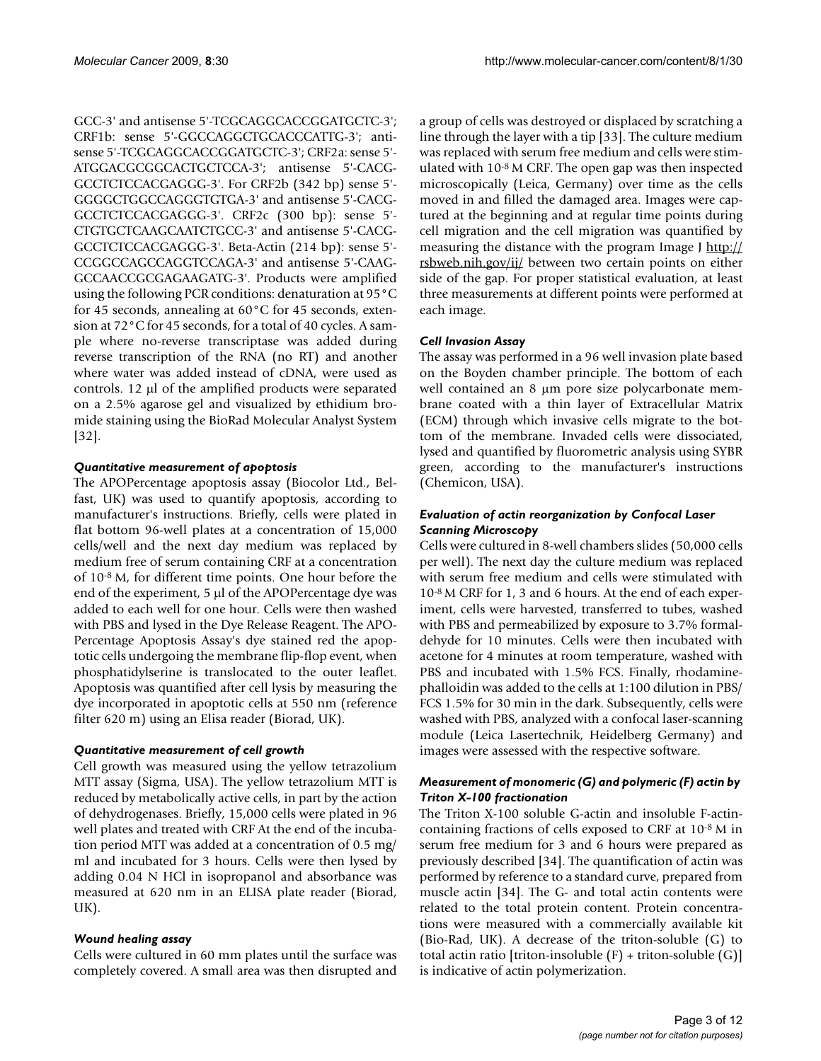GCC-3' and antisense 5'-TCGCAGGCACCGGATGCTC-3'; CRF1b: sense 5'-GGCCAGGCTGCACCCATTG-3'; antisense 5'-TCGCAGGCACCGGATGCTC-3'; CRF2a: sense 5'-ATGGACGCGGCACTGCTCCA-3'; antisense 5'-CACGGCCTCTCCACGAGGG-3'. For CRF2b (342 bp) sense 5'-GGGGCTGGCCAGGGTGTGA-3' and antisense 5'-CACGGCCTCTCCACGAGGG-3'. CRF2c (300 bp): sense 5'-CTGTGCTCAAGCAATCTGCC-3' and antisense 5'-CACGGCCTCTCCACGAGGG-3'. Beta-Actin (214 bp): sense 5'-CCGGCCAGCCAGGTCCAGA-3' and antisense 5'-CAAGGCCAACCGCGAGAAGATG-3'. Products were amplified using the following PCR conditions: denaturation at 95°C for 45 seconds, annealing at 60°C for 45 seconds, extension at 72°C for 45 seconds, for a total of 40 cycles. A sample where no-reverse transcriptase was added during reverse transcription of the RNA (no RT) and another where water was added instead of cDNA, were used as controls. 12 μl of the amplified products were separated on a 2.5% agarose gel and visualized by ethidium bromide staining using the BioRad Molecular Analyst System [32].

### *Quantitative measurement of apoptosis*

The APOPercentage apoptosis assay (Biocolor Ltd., Belfast, UK) was used to quantify apoptosis, according to manufacturer's instructions. Briefly, cells were plated in flat bottom 96-well plates at a concentration of 15,000 cells/well and the next day medium was replaced by medium free of serum containing CRF at a concentration of $10^{-8}$ M, for different time points. One hour before the end of the experiment, 5 μl of the APOPercentage dye was added to each well for one hour. Cells were then washed with PBS and lysed in the Dye Release Reagent. The APOPercentage Apoptosis Assay's dye stained red the apoptotic cells undergoing the membrane flip-flop event, when phosphatidylserine is translocated to the outer leaflet. Apoptosis was quantified after cell lysis by measuring the dye incorporated in apoptotic cells at 550 nm (reference filter 620 m) using an Elisa reader (Biorad, UK).

### *Quantitative measurement of cell growth*

Cell growth was measured using the yellow tetrazolium MTT assay (Sigma, USA). The yellow tetrazolium MTT is reduced by metabolically active cells, in part by the action of dehydrogenases. Briefly, 15,000 cells were plated in 96 well plates and treated with CRF At the end of the incubation period MTT was added at a concentration of 0.5 mg/ml and incubated for 3 hours. Cells were then lysed by adding 0.04 N HCl in isopropanol and absorbance was measured at 620 nm in an ELISA plate reader (Biorad, UK).

### *Wound healing assay*

Cells were cultured in 60 mm plates until the surface was completely covered. A small area was then disrupted and a group of cells was destroyed or displaced by scratching a line through the layer with a tip [33]. The culture medium was replaced with serum free medium and cells were stimulated with $10^{-8}$ M CRF. The open gap was then inspected microscopically (Leica, Germany) over time as the cells moved in and filled the damaged area. Images were captured at the beginning and at regular time points during cell migration and the cell migration was quantified by measuring the distance with the program Image J http://rsbweb.nih.gov/ij/ between two certain points on either side of the gap. For proper statistical evaluation, at least three measurements at different points were performed at each image.

### *Cell Invasion Assay*

The assay was performed in a 96 well invasion plate based on the Boyden chamber principle. The bottom of each well contained an 8 μm pore size polycarbonate membrane coated with a thin layer of Extracellular Matrix (ECM) through which invasive cells migrate to the bottom of the membrane. Invaded cells were dissociated, lysed and quantified by fluorometric analysis using SYBR green, according to the manufacturer's instructions (Chemicon, USA).

### *Evaluation of actin reorganization by Confocal Laser Scanning Microscopy*

Cells were cultured in 8-well chambers slides (50,000 cells per well). The next day the culture medium was replaced with serum free medium and cells were stimulated with $10^{-8}$ M CRF for 1, 3 and 6 hours. At the end of each experiment, cells were harvested, transferred to tubes, washed with PBS and permeabilized by exposure to 3.7% formaldehyde for 10 minutes. Cells were then incubated with acetone for 4 minutes at room temperature, washed with PBS and incubated with 1.5% FCS. Finally, rhodamine-phalloidin was added to the cells at 1:100 dilution in PBS/FCS 1.5% for 30 min in the dark. Subsequently, cells were washed with PBS, analyzed with a confocal laser-scanning module (Leica Lasertechnik, Heidelberg Germany) and images were assessed with the respective software.

### *Measurement of monomeric (G) and polymeric (F) actin by Triton X-100 fractionation*

The Triton X-100 soluble G-actin and insoluble F-actin-containing fractions of cells exposed to CRF at $10^{-8}$ M in serum free medium for 3 and 6 hours were prepared as previously described [34]. The quantification of actin was performed by reference to a standard curve, prepared from muscle actin [34]. The G- and total actin contents were related to the total protein content. Protein concentrations were measured with a commercially available kit (Bio-Rad, UK). A decrease of the triton-soluble (G) to total actin ratio [triton-insoluble (F) + triton-soluble (G)] is indicative of actin polymerization.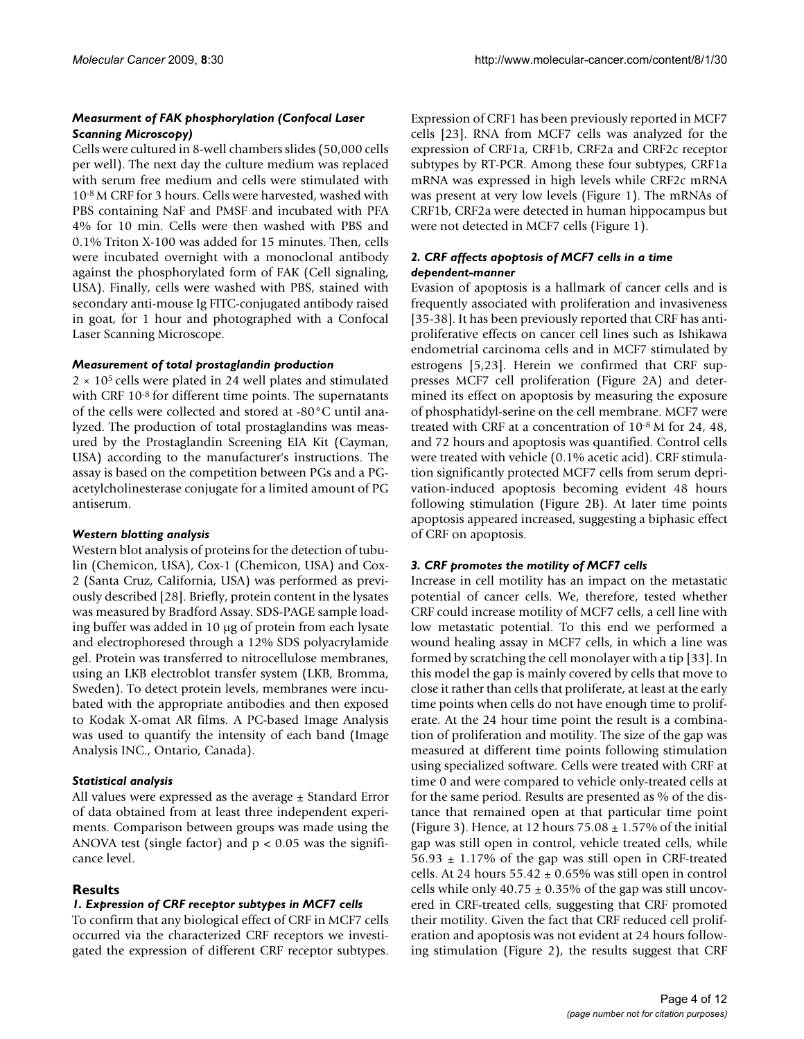### *Measurment of FAK phosphorylation (Confocal Laser Scanning Microscopy)*

Cells were cultured in 8-well chambers slides (50,000 cells per well). The next day the culture medium was replaced with serum free medium and cells were stimulated with $10^{-8}$ M CRF for 3 hours. Cells were harvested, washed with PBS containing NaF and PMSF and incubated with PFA 4% for 10 min. Cells were then washed with PBS and 0.1% Triton X-100 was added for 15 minutes. Then, cells were incubated overnight with a monoclonal antibody against the phosphorylated form of FAK (Cell signaling, USA). Finally, cells were washed with PBS, stained with secondary anti-mouse Ig FITC-conjugated antibody raised in goat, for 1 hour and photographed with a Confocal Laser Scanning Microscope.

### *Measurement of total prostaglandin production*

$2 \times 10^5$ cells were plated in 24 well plates and stimulated with CRF $10^{-8}$ for different time points. The supernatants of the cells were collected and stored at -80°C until analyzed. The production of total prostaglandins was measured by the Prostaglandin Screening EIA Kit (Cayman, USA) according to the manufacturer's instructions. The assay is based on the competition between PGs and a PG-acetylcholinesterase conjugate for a limited amount of PG antiserum.

### *Western blotting analysis*

Western blot analysis of proteins for the detection of tubulin (Chemicon, USA), Cox-1 (Chemicon, USA) and Cox-2 (Santa Cruz, California, USA) was performed as previously described [28]. Briefly, protein content in the lysates was measured by Bradford Assay. SDS-PAGE sample loading buffer was added in 10 μg of protein from each lysate and electrophoresed through a 12% SDS polyacrylamide gel. Protein was transferred to nitrocellulose membranes, using an LKB electroblot transfer system (LKB, Bromma, Sweden). To detect protein levels, membranes were incubated with the appropriate antibodies and then exposed to Kodak X-omat AR films. A PC-based Image Analysis was used to quantify the intensity of each band (Image Analysis INC., Ontario, Canada).

### *Statistical analysis*

All values were expressed as the average ± Standard Error of data obtained from at least three independent experiments. Comparison between groups was made using the ANOVA test (single factor) and $p < 0.05$ was the significance level.

## Results

### *1. Expression of CRF receptor subtypes in MCF7 cells*

To confirm that any biological effect of CRF in MCF7 cells occurred via the characterized CRF receptors we investigated the expression of different CRF receptor subtypes. Expression of CRF1 has been previously reported in MCF7 cells [23]. RNA from MCF7 cells was analyzed for the expression of CRF1a, CRF1b, CRF2a and CRF2c receptor subtypes by RT-PCR. Among these four subtypes, CRF1a mRNA was expressed in high levels while CRF2c mRNA was present at very low levels (Figure 1). The mRNAs of CRF1b, CRF2a were detected in human hippocampus but were not detected in MCF7 cells (Figure 1).

### *2. CRF affects apoptosis of MCF7 cells in a time dependent-manner*

Evasion of apoptosis is a hallmark of cancer cells and is frequently associated with proliferation and invasiveness [35-38]. It has been previously reported that CRF has antiproliferative effects on cancer cell lines such as Ishikawa endometrial carcinoma cells and in MCF7 stimulated by estrogens [5,23]. Herein we confirmed that CRF suppresses MCF7 cell proliferation (Figure 2A) and determined its effect on apoptosis by measuring the exposure of phosphatidyl-serine on the cell membrane. MCF7 were treated with CRF at a concentration of $10^{-8}$ M for 24, 48, and 72 hours and apoptosis was quantified. Control cells were treated with vehicle (0.1% acetic acid). CRF stimulation significantly protected MCF7 cells from serum deprivation-induced apoptosis becoming evident 48 hours following stimulation (Figure 2B). At later time points apoptosis appeared increased, suggesting a biphasic effect of CRF on apoptosis.

### *3. CRF promotes the motility of MCF7 cells*

Increase in cell motility has an impact on the metastatic potential of cancer cells. We, therefore, tested whether CRF could increase motility of MCF7 cells, a cell line with low metastatic potential. To this end we performed a wound healing assay in MCF7 cells, in which a line was formed by scratching the cell monolayer with a tip [33]. In this model the gap is mainly covered by cells that move to close it rather than cells that proliferate, at least at the early time points when cells do not have enough time to proliferate. At the 24 hour time point the result is a combination of proliferation and motility. The size of the gap was measured at different time points following stimulation using specialized software. Cells were treated with CRF at time 0 and were compared to vehicle only-treated cells at for the same period. Results are presented as % of the distance that remained open at that particular time point (Figure 3). Hence, at 12 hours 75.08 ± 1.57% of the initial gap was still open in control, vehicle treated cells, while 56.93 ± 1.17% of the gap was still open in CRF-treated cells. At 24 hours 55.42 ± 0.65% was still open in control cells while only 40.75 ± 0.35% of the gap was still uncovered in CRF-treated cells, suggesting that CRF promoted their motility. Given the fact that CRF reduced cell proliferation and apoptosis was not evident at 24 hours following stimulation (Figure 2), the results suggest that CRF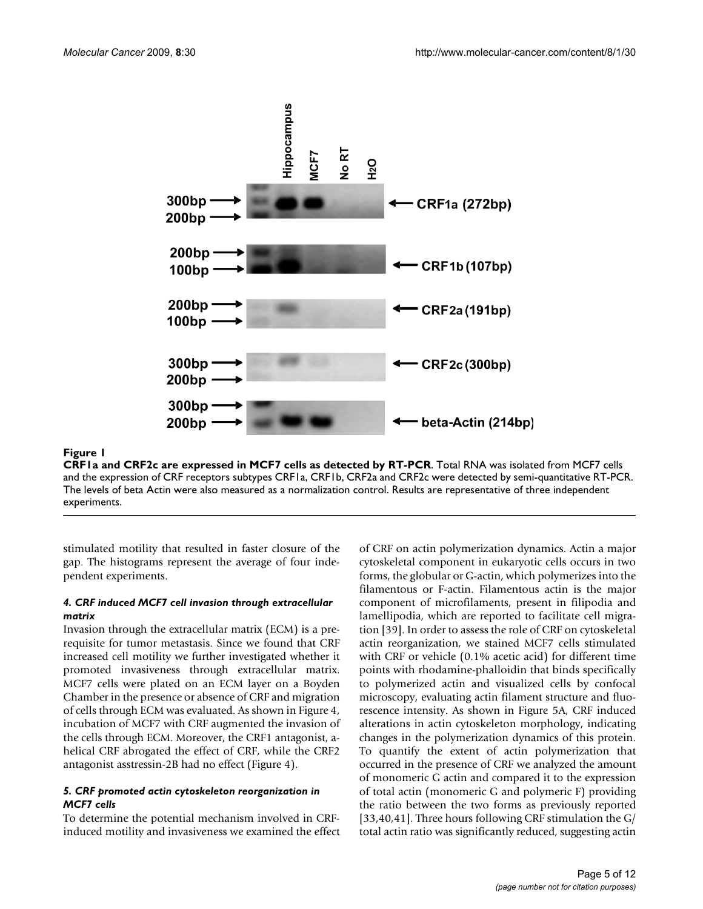**Figure 1**

**CRF1a and CRF2c are expressed in MCF7 cells as detected by RT-PCR**. Total RNA was isolated from MCF7 cells and the expression of CRF receptors subtypes CRF1a, CRF1b, CRF2a and CRF2c were detected by semi-quantitative RT-PCR. The levels of beta Actin were also measured as a normalization control. Results are representative of three independent experiments.

stimulated motility that resulted in faster closure of the gap. The histograms represent the average of four independent experiments.

#### *4. CRF induced MCF7 cell invasion through extracellular matrix*

Invasion through the extracellular matrix (ECM) is a prerequisite for tumor metastasis. Since we found that CRF increased cell motility we further investigated whether it promoted invasiveness through extracellular matrix. MCF7 cells were plated on an ECM layer on a Boyden Chamber in the presence or absence of CRF and migration of cells through ECM was evaluated. As shown in Figure 4, incubation of MCF7 with CRF augmented the invasion of the cells through ECM. Moreover, the CRF1 antagonist, a-helical CRF abrogated the effect of CRF, while the CRF2 antagonist asstressin-2B had no effect (Figure 4).

#### *5. CRF promoted actin cytoskeleton reorganization in MCF7 cells*

To determine the potential mechanism involved in CRF-induced motility and invasiveness we examined the effect of CRF on actin polymerization dynamics. Actin a major cytoskeletal component in eukaryotic cells occurs in two forms, the globular or G-actin, which polymerizes into the filamentous or F-actin. Filamentous actin is the major component of microfilaments, present in filipodia and lamellipodia, which are reported to facilitate cell migration [39]. In order to assess the role of CRF on cytoskeletal actin reorganization, we stained MCF7 cells stimulated with CRF or vehicle (0.1% acetic acid) for different time points with rhodamine-phalloidin that binds specifically to polymerized actin and visualized cells by confocal microscopy, evaluating actin filament structure and fluorescence intensity. As shown in Figure 5A, CRF induced alterations in actin cytoskeleton morphology, indicating changes in the polymerization dynamics of this protein. To quantify the extent of actin polymerization that occurred in the presence of CRF we analyzed the amount of monomeric G actin and compared it to the expression of total actin (monomeric G and polymeric F) providing the ratio between the two forms as previously reported [33,40,41]. Three hours following CRF stimulation the G/total actin ratio was significantly reduced, suggesting actin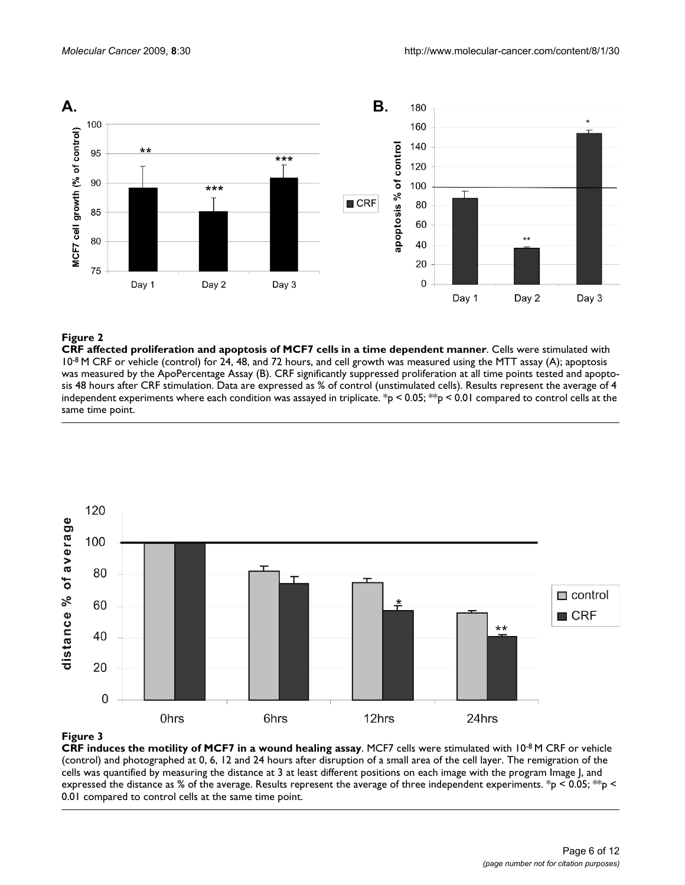**Figure 2**

**CRF affected proliferation and apoptosis of MCF7 cells in a time dependent manner**. Cells were stimulated with $10^{-8}$ M CRF or vehicle (control) for 24, 48, and 72 hours, and cell growth was measured using the MTT assay (A); apoptosis was measured by the ApoPercentage Assay (B). CRF significantly suppressed proliferation at all time points tested and apoptosis 48 hours after CRF stimulation. Data are expressed as % of control (unstimulated cells). Results represent the average of 4 independent experiments where each condition was assayed in triplicate. *$p < 0.05$; **$p < 0.01$ compared to control cells at the same time point.

**Figure 3**

**CRF induces the motility of MCF7 in a wound healing assay**. MCF7 cells were stimulated with $10^{-8}$ M CRF or vehicle (control) and photographed at 0, 6, 12 and 24 hours after disruption of a small area of the cell layer. The remigration of the cells was quantified by measuring the distance at 3 at least different positions on each image with the program Image J, and expressed the distance as % of the average. Results represent the average of three independent experiments. *$p < 0.05$; **$p < 0.01$ compared to control cells at the same time point.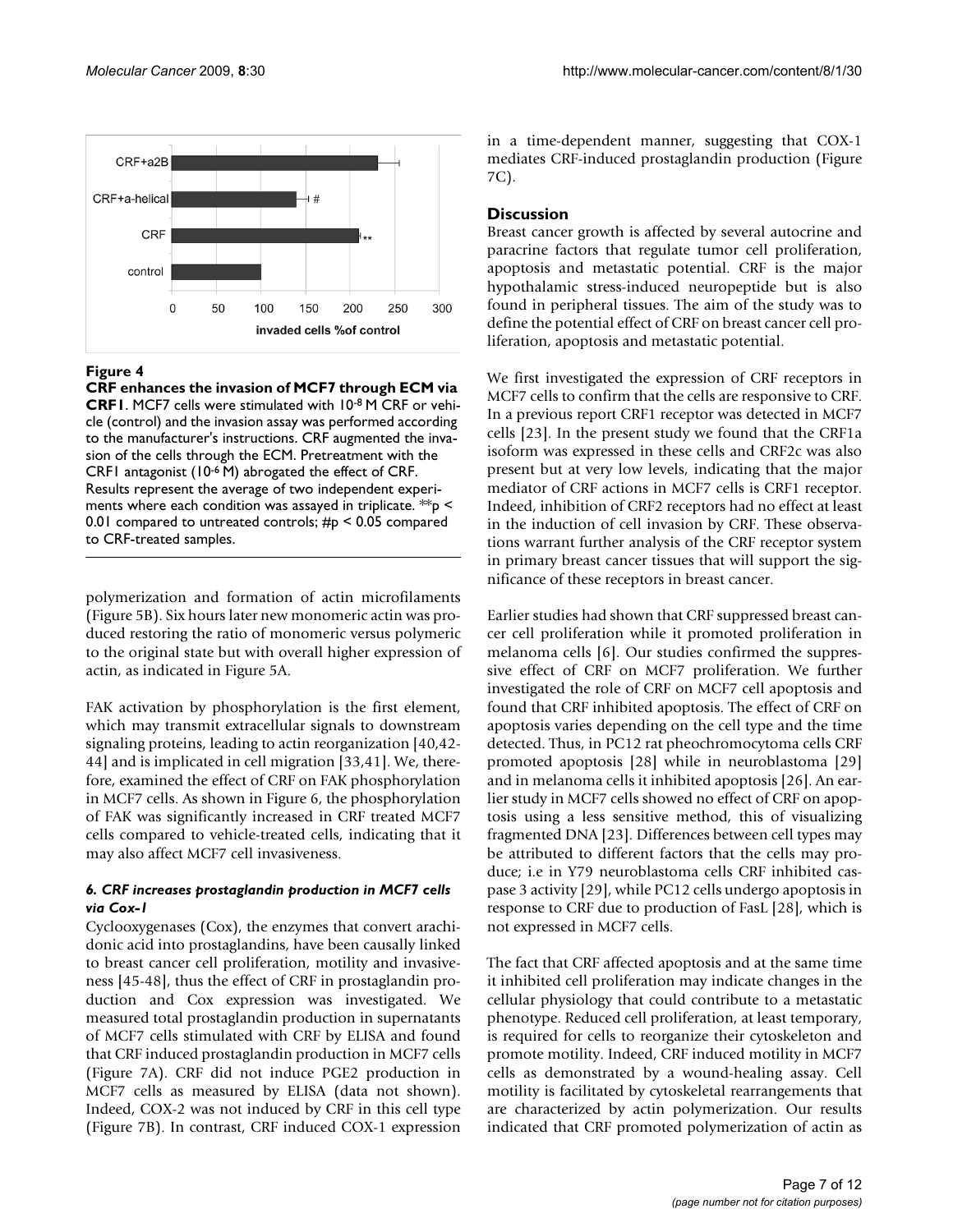**Figure 4**

**CRF enhances the invasion of MCF7 through ECM via CRF1**. MCF7 cells were stimulated with $10^{-8}$ M CRF or vehicle (control) and the invasion assay was performed according to the manufacturer's instructions. CRF augmented the invasion of the cells through the ECM. Pretreatment with the CRF1 antagonist ($10^{-6}$ M) abrogated the effect of CRF. Results represent the average of two independent experiments where each condition was assayed in triplicate. ** $p < 0.01$ compared to untreated controls; # $p < 0.05$ compared to CRF-treated samples.

polymerization and formation of actin microfilaments (Figure 5B). Six hours later new monomeric actin was produced restoring the ratio of monomeric versus polymeric to the original state but with overall higher expression of actin, as indicated in Figure 5A.

FAK activation by phosphorylation is the first element, which may transmit extracellular signals to downstream signaling proteins, leading to actin reorganization [40,42-44] and is implicated in cell migration [33,41]. We, therefore, examined the effect of CRF on FAK phosphorylation in MCF7 cells. As shown in Figure 6, the phosphorylation of FAK was significantly increased in CRF treated MCF7 cells compared to vehicle-treated cells, indicating that it may also affect MCF7 cell invasiveness.

### *6. CRF increases prostaglandin production in MCF7 cells via Cox-1*

Cyclooxygenases (Cox), the enzymes that convert arachidonic acid into prostaglandins, have been causally linked to breast cancer cell proliferation, motility and invasiveness [45-48], thus the effect of CRF in prostaglandin production and Cox expression was investigated. We measured total prostaglandin production in supernatants of MCF7 cells stimulated with CRF by ELISA and found that CRF induced prostaglandin production in MCF7 cells (Figure 7A). CRF did not induce PGE2 production in MCF7 cells as measured by ELISA (data not shown). Indeed, COX-2 was not induced by CRF in this cell type (Figure 7B). In contrast, CRF induced COX-1 expression in a time-dependent manner, suggesting that COX-1 mediates CRF-induced prostaglandin production (Figure 7C).

## Discussion

Breast cancer growth is affected by several autocrine and paracrine factors that regulate tumor cell proliferation, apoptosis and metastatic potential. CRF is the major hypothalamic stress-induced neuropeptide but is also found in peripheral tissues. The aim of the study was to define the potential effect of CRF on breast cancer cell proliferation, apoptosis and metastatic potential.

We first investigated the expression of CRF receptors in MCF7 cells to confirm that the cells are responsive to CRF. In a previous report CRF1 receptor was detected in MCF7 cells [23]. In the present study we found that the CRF1a isoform was expressed in these cells and CRF2c was also present but at very low levels, indicating that the major mediator of CRF actions in MCF7 cells is CRF1 receptor. Indeed, inhibition of CRF2 receptors had no effect at least in the induction of cell invasion by CRF. These observations warrant further analysis of the CRF receptor system in primary breast cancer tissues that will support the significance of these receptors in breast cancer.

Earlier studies had shown that CRF suppressed breast cancer cell proliferation while it promoted proliferation in melanoma cells [6]. Our studies confirmed the suppressive effect of CRF on MCF7 proliferation. We further investigated the role of CRF on MCF7 cell apoptosis and found that CRF inhibited apoptosis. The effect of CRF on apoptosis varies depending on the cell type and the time detected. Thus, in PC12 rat pheochromocytoma cells CRF promoted apoptosis [28] while in neuroblastoma [29] and in melanoma cells it inhibited apoptosis [26]. An earlier study in MCF7 cells showed no effect of CRF on apoptosis using a less sensitive method, this of visualizing fragmented DNA [23]. Differences between cell types may be attributed to different factors that the cells may produce; i.e in Y79 neuroblastoma cells CRF inhibited caspase 3 activity [29], while PC12 cells undergo apoptosis in response to CRF due to production of FasL [28], which is not expressed in MCF7 cells.

The fact that CRF affected apoptosis and at the same time it inhibited cell proliferation may indicate changes in the cellular physiology that could contribute to a metastatic phenotype. Reduced cell proliferation, at least temporary, is required for cells to reorganize their cytoskeleton and promote motility. Indeed, CRF induced motility in MCF7 cells as demonstrated by a wound-healing assay. Cell motility is facilitated by cytoskeletal rearrangements that are characterized by actin polymerization. Our results indicated that CRF promoted polymerization of actin as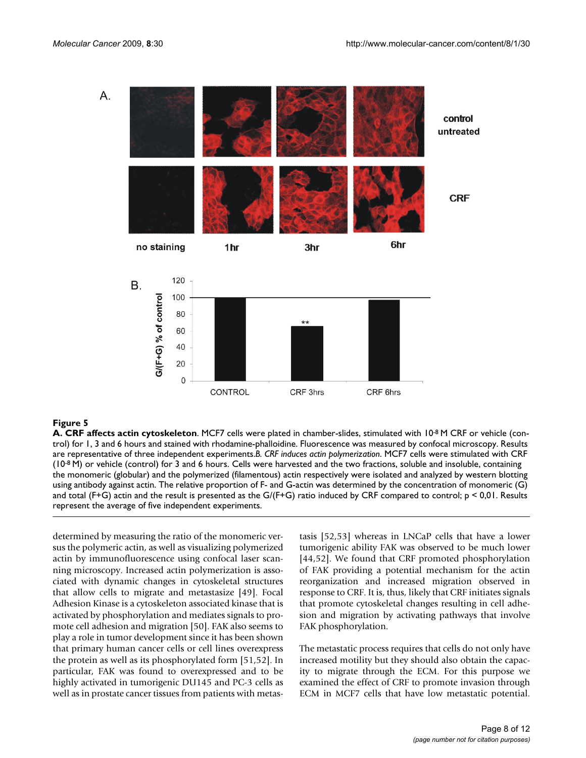**Figure 5**

**A. CRF affects actin cytoskeleton**. MCF7 cells were plated in chamber-slides, stimulated with $10^{-8}$ M CRF or vehicle (control) for 1, 3 and 6 hours and stained with rhodamine-phalloidine. Fluorescence was measured by confocal microscopy. Results are representative of three independent experiments.*B. CRF induces actin polymerization*. MCF7 cells were stimulated with CRF ($10^{-8}$ M) or vehicle (control) for 3 and 6 hours. Cells were harvested and the two fractions, soluble and insoluble, containing the monomeric (globular) and the polymerized (filamentous) actin respectively were isolated and analyzed by western blotting using antibody against actin. The relative proportion of F- and G-actin was determined by the concentration of monomeric (G) and total (F+G) actin and the result is presented as the G/(F+G) ratio induced by CRF compared to control; $p < 0{,}01$. Results represent the average of five independent experiments.

determined by measuring the ratio of the monomeric versus the polymeric actin, as well as visualizing polymerized actin by immunofluorescence using confocal laser scanning microscopy. Increased actin polymerization is associated with dynamic changes in cytoskeletal structures that allow cells to migrate and metastasize [49]. Focal Adhesion Kinase is a cytoskeleton associated kinase that is activated by phosphorylation and mediates signals to promote cell adhesion and migration [50]. FAK also seems to play a role in tumor development since it has been shown that primary human cancer cells or cell lines overexpress the protein as well as its phosphorylated form [51,52]. In particular, FAK was found to overexpressed and to be highly activated in tumorigenic DU145 and PC-3 cells as well as in prostate cancer tissues from patients with metastasis [52,53] whereas in LNCaP cells that have a lower tumorigenic ability FAK was observed to be much lower [44,52]. We found that CRF promoted phosphorylation of FAK providing a potential mechanism for the actin reorganization and increased migration observed in response to CRF. It is, thus, likely that CRF initiates signals that promote cytoskeletal changes resulting in cell adhesion and migration by activating pathways that involve FAK phosphorylation.

The metastatic process requires that cells do not only have increased motility but they should also obtain the capacity to migrate through the ECM. For this purpose we examined the effect of CRF to promote invasion through ECM in MCF7 cells that have low metastatic potential.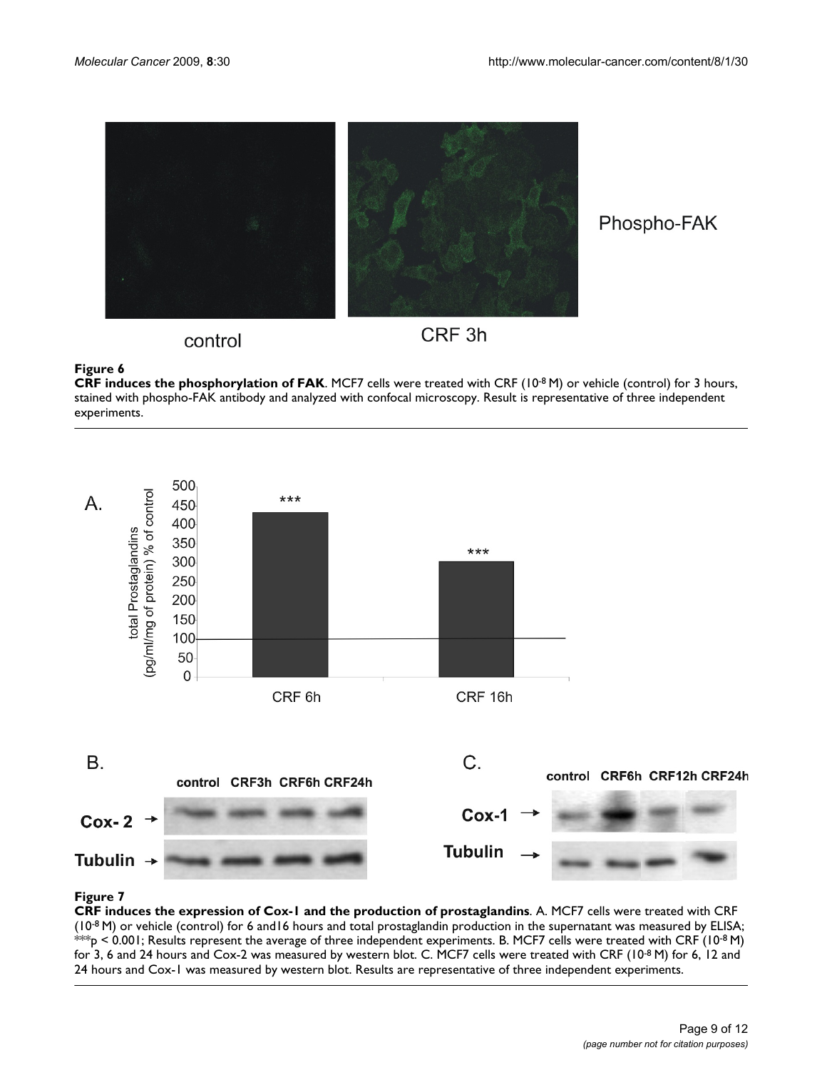**Figure 6**

**CRF induces the phosphorylation of FAK**. MCF7 cells were treated with CRF ($10^{-8}$ M) or vehicle (control) for 3 hours, stained with phospho-FAK antibody and analyzed with confocal microscopy. Result is representative of three independent experiments.

**Figure 7**

**CRF induces the expression of Cox-1 and the production of prostaglandins**. A. MCF7 cells were treated with CRF ($10^{-8}$ M) or vehicle (control) for 6 and16 hours and total prostaglandin production in the supernatant was measured by ELISA; ***$p < 0.001$; Results represent the average of three independent experiments. B. MCF7 cells were treated with CRF ($10^{-8}$ M) for 3, 6 and 24 hours and Cox-2 was measured by western blot. C. MCF7 cells were treated with CRF ($10^{-8}$ M) for 6, 12 and 24 hours and Cox-1 was measured by western blot. Results are representative of three independent experiments.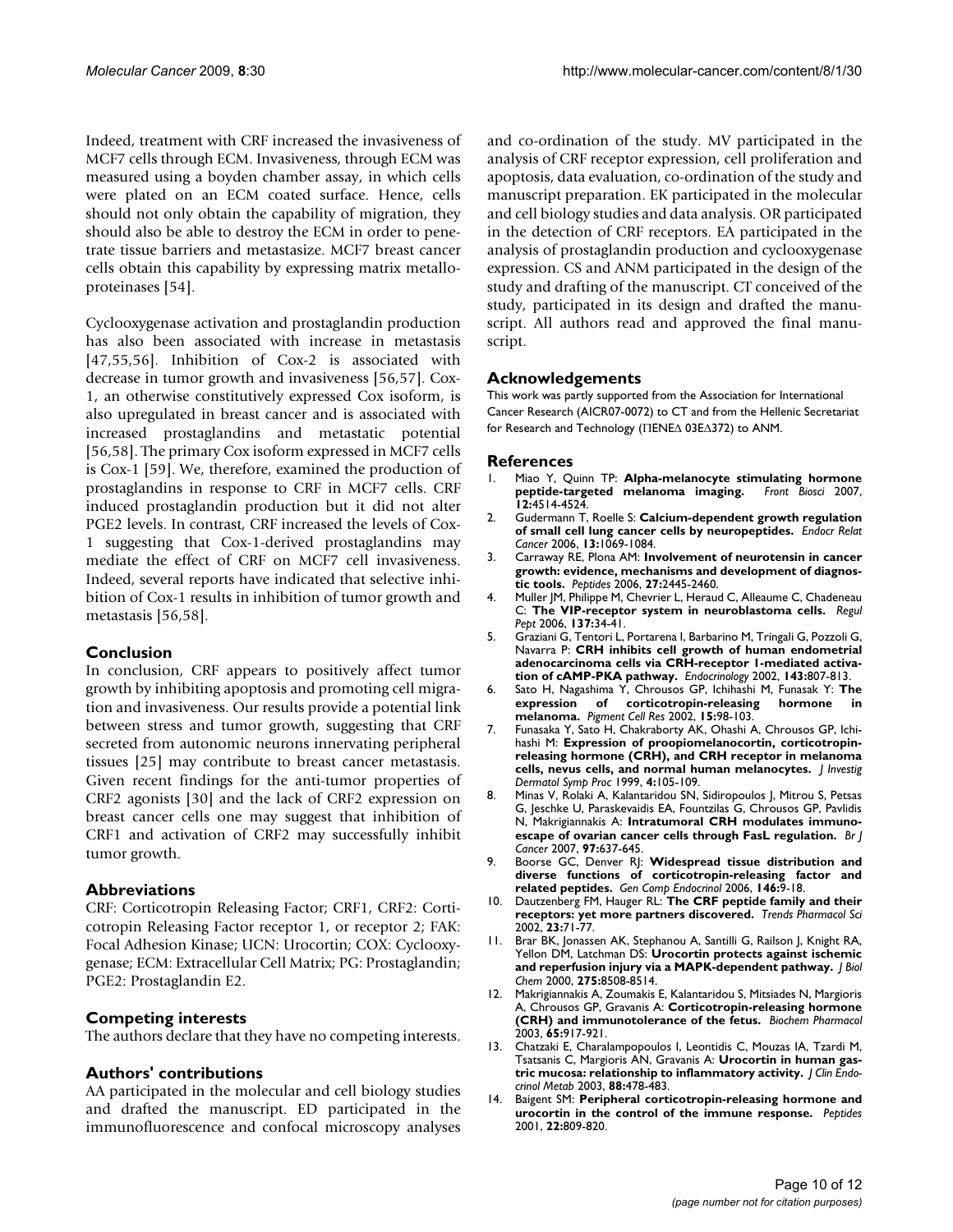Indeed, treatment with CRF increased the invasiveness of MCF7 cells through ECM. Invasiveness, through ECM was measured using a boyden chamber assay, in which cells were plated on an ECM coated surface. Hence, cells should not only obtain the capability of migration, they should also be able to destroy the ECM in order to penetrate tissue barriers and metastasize. MCF7 breast cancer cells obtain this capability by expressing matrix metalloproteinases [54].

Cyclooxygenase activation and prostaglandin production has also been associated with increase in metastasis [47,55,56]. Inhibition of Cox-2 is associated with decrease in tumor growth and invasiveness [56,57]. Cox-1, an otherwise constitutively expressed Cox isoform, is also upregulated in breast cancer and is associated with increased prostaglandins and metastatic potential [56,58]. The primary Cox isoform expressed in MCF7 cells is Cox-1 [59]. We, therefore, examined the production of prostaglandins in response to CRF in MCF7 cells. CRF induced prostaglandin production but it did not alter PGE2 levels. In contrast, CRF increased the levels of Cox-1 suggesting that Cox-1-derived prostaglandins may mediate the effect of CRF on MCF7 cell invasiveness. Indeed, several reports have indicated that selective inhibition of Cox-1 results in inhibition of tumor growth and metastasis [56,58].

## Conclusion

In conclusion, CRF appears to positively affect tumor growth by inhibiting apoptosis and promoting cell migration and invasiveness. Our results provide a potential link between stress and tumor growth, suggesting that CRF secreted from autonomic neurons innervating peripheral tissues [25] may contribute to breast cancer metastasis. Given recent findings for the anti-tumor properties of CRF2 agonists [30] and the lack of CRF2 expression on breast cancer cells one may suggest that inhibition of CRF1 and activation of CRF2 may successfully inhibit tumor growth.

## Abbreviations

CRF: Corticotropin Releasing Factor; CRF1, CRF2: Corticotropin Releasing Factor receptor 1, or receptor 2; FAK: Focal Adhesion Kinase; UCN: Urocortin; COX: Cyclooxygenase; ECM: Extracellular Cell Matrix; PG: Prostaglandin; PGE2: Prostaglandin E2.

## Competing interests

The authors declare that they have no competing interests.

## Authors' contributions

AA participated in the molecular and cell biology studies and drafted the manuscript. ED participated in the immunofluorescence and confocal microscopy analyses and co-ordination of the study. MV participated in the analysis of CRF receptor expression, cell proliferation and apoptosis, data evaluation, co-ordination of the study and manuscript preparation. EK participated in the molecular and cell biology studies and data analysis. OR participated in the detection of CRF receptors. EA participated in the analysis of prostaglandin production and cyclooxygenase expression. CS and ANM participated in the design of the study and drafting of the manuscript. CT conceived of the study, participated in its design and drafted the manuscript. All authors read and approved the final manuscript.

## Acknowledgements

This work was partly supported from the Association for International Cancer Research (AICR07-0072) to CT and from the Hellenic Secretariat for Research and Technology (ΠΕΝΕΔ 03ΕΔ372) to ANM.

## References

1. Miao Y, Quinn TP: **Alpha-melanocyte stimulating hormone peptide-targeted melanoma imaging.** *Front Biosci* 2007, **12:**4514-4524.
2. Gudermann T, Roelle S: **Calcium-dependent growth regulation of small cell lung cancer cells by neuropeptides.** *Endocr Relat Cancer* 2006, **13:**1069-1084.
3. Carraway RE, Plona AM: **Involvement of neurotensin in cancer growth: evidence, mechanisms and development of diagnostic tools.** *Peptides* 2006, **27:**2445-2460.
4. Muller JM, Philippe M, Chevrier L, Heraud C, Alleaume C, Chadeneau C: **The VIP-receptor system in neuroblastoma cells.** *Regul Pept* 2006, **137:**34-41.
5. Graziani G, Tentori L, Portarena I, Barbarino M, Tringali G, Pozzoli G, Navarra P: **CRH inhibits cell growth of human endometrial adenocarcinoma cells via CRH-receptor 1-mediated activation of cAMP-PKA pathway.** *Endocrinology* 2002, **143:**807-813.
6. Sato H, Nagashima Y, Chrousos GP, Ichihashi M, Funasak Y: **The expression of corticotropin-releasing hormone in melanoma.** *Pigment Cell Res* 2002, **15:**98-103.
7. Funasaka Y, Sato H, Chakraborty AK, Ohashi A, Chrousos GP, Ichihashi M: **Expression of proopiomelanocortin, corticotropin-releasing hormone (CRH), and CRH receptor in melanoma cells, nevus cells, and normal human melanocytes.** *J Investig Dermatol Symp Proc* 1999, **4:**105-109.
8. Minas V, Rolaki A, Kalantaridou SN, Sidiropoulos J, Mitrou S, Petsas G, Jeschke U, Paraskevaidis EA, Fountzilas G, Chrousos GP, Pavlidis N, Makrigiannakis A: **Intratumoral CRH modulates immuno-escape of ovarian cancer cells through FasL regulation.** *Br J Cancer* 2007, **97:**637-645.
9. Boorse GC, Denver RJ: **Widespread tissue distribution and diverse functions of corticotropin-releasing factor and related peptides.** *Gen Comp Endocrinol* 2006, **146:**9-18.
10. Dautzenberg FM, Hauger RL: **The CRF peptide family and their receptors: yet more partners discovered.** *Trends Pharmacol Sci* 2002, **23:**71-77.
11. Brar BK, Jonassen AK, Stephanou A, Santilli G, Railson J, Knight RA, Yellon DM, Latchman DS: **Urocortin protects against ischemic and reperfusion injury via a MAPK-dependent pathway.** *J Biol Chem* 2000, **275:**8508-8514.
12. Makrigiannakis A, Zoumakis E, Kalantaridou S, Mitsiades N, Margioris A, Chrousos GP, Gravanis A: **Corticotropin-releasing hormone (CRH) and immunotolerance of the fetus.** *Biochem Pharmacol* 2003, **65:**917-921.
13. Chatzaki E, Charalampopoulos I, Leontidis C, Mouzas IA, Tzardi M, Tsatsanis C, Margioris AN, Gravanis A: **Urocortin in human gastric mucosa: relationship to inflammatory activity.** *J Clin Endocrinol Metab* 2003, **88:**478-483.
14. Baigent SM: **Peripheral corticotropin-releasing hormone and urocortin in the control of the immune response.** *Peptides* 2001, **22:**809-820.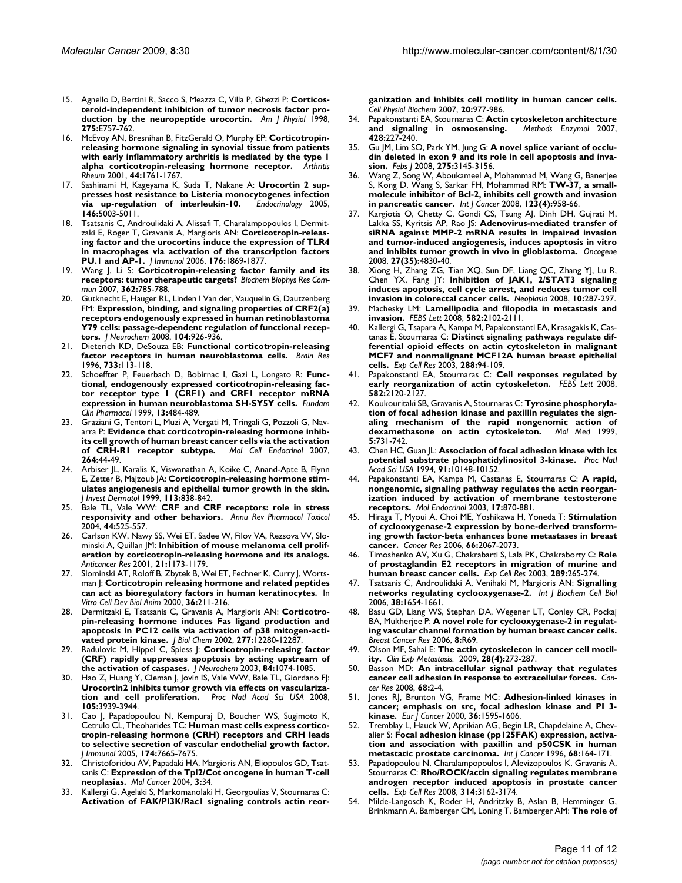15. Agnello D, Bertini R, Sacco S, Meazza C, Villa P, Ghezzi P: **Corticosteroid-independent inhibition of tumor necrosis factor production by the neuropeptide urocortin.** *Am J Physiol* 1998, **275:**E757-762.
16. McEvoy AN, Bresnihan B, FitzGerald O, Murphy EP: **Corticotropin-releasing hormone signaling in synovial tissue from patients with early inflammatory arthritis is mediated by the type 1 alpha corticotropin-releasing hormone receptor.** *Arthritis Rheum* 2001, **44:**1761-1767.
17. Sashinami H, Kageyama K, Suda T, Nakane A: **Urocortin 2 suppresses host resistance to Listeria monocytogenes infection via up-regulation of interleukin-10.** *Endocrinology* 2005, **146:**5003-5011.
18. Tsatsanis C, Androulidaki A, Alissafi T, Charalampopoulos I, Dermitzaki E, Roger T, Gravanis A, Margioris AN: **Corticotropin-releasing factor and the urocortins induce the expression of TLR4 in macrophages via activation of the transcription factors PU.1 and AP-1.** *J Immunol* 2006, **176:**1869-1877.
19. Wang J, Li S: **Corticotropin-releasing factor family and its receptors: tumor therapeutic targets?** *Biochem Biophys Res Commun* 2007, **362:**785-788.
20. Gutknecht E, Hauger RL, Linden I Van der, Vauquelin G, Dautzenberg FM: **Expression, binding, and signaling properties of CRF2(a) receptors endogenously expressed in human retinoblastoma Y79 cells: passage-dependent regulation of functional receptors.** *J Neurochem* 2008, **104:**926-936.
21. Dieterich KD, DeSouza EB: **Functional corticotropin-releasing factor receptors in human neuroblastoma cells.** *Brain Res* 1996, **733:**113-118.
22. Schoeffter P, Feuerbach D, Bobirnac I, Gazi L, Longato R: **Functional, endogenously expressed corticotropin-releasing factor receptor type 1 (CRF1) and CRF1 receptor mRNA expression in human neuroblastoma SH-SY5Y cells.** *Fundam Clin Pharmacol* 1999, **13:**484-489.
23. Graziani G, Tentori L, Muzi A, Vergati M, Tringali G, Pozzoli G, Navarra P: **Evidence that corticotropin-releasing hormone inhibits cell growth of human breast cancer cells via the activation of CRH-R1 receptor subtype.** *Mol Cell Endocrinol* 2007, **264:**44-49.
24. Arbiser JL, Karalis K, Viswanathan A, Koike C, Anand-Apte B, Flynn E, Zetter B, Majzoub JA: **Corticotropin-releasing hormone stimulates angiogenesis and epithelial tumor growth in the skin.** *J Invest Dermatol* 1999, **113:**838-842.
25. Bale TL, Vale WW: **CRF and CRF receptors: role in stress responsivity and other behaviors.** *Annu Rev Pharmacol Toxicol* 2004, **44:**525-557.
26. Carlson KW, Nawy SS, Wei ET, Sadee W, Filov VA, Rezsova VV, Slominski A, Quillan JM: **Inhibition of mouse melanoma cell proliferation by corticotropin-releasing hormone and its analogs.** *Anticancer Res* 2001, **21:**1173-1179.
27. Slominski AT, Roloff B, Zbytek B, Wei ET, Fechner K, Curry J, Wortsman J: **Corticotropin releasing hormone and related peptides can act as bioregulatory factors in human keratinocytes.** *In Vitro Cell Dev Biol Anim* 2000, **36:**211-216.
28. Dermitzaki E, Tsatsanis C, Gravanis A, Margioris AN: **Corticotropin-releasing hormone induces Fas ligand production and apoptosis in PC12 cells via activation of p38 mitogen-activated protein kinase.** *J Biol Chem* 2002, **277:**12280-12287.
29. Radulovic M, Hippel C, Spiess J: **Corticotropin-releasing factor (CRF) rapidly suppresses apoptosis by acting upstream of the activation of caspases.** *J Neurochem* 2003, **84:**1074-1085.
30. Hao Z, Huang Y, Cleman J, Jovin IS, Vale WW, Bale TL, Giordano FJ: **Urocortin2 inhibits tumor growth via effects on vascularization and cell proliferation.** *Proc Natl Acad Sci USA* 2008, **105:**3939-3944.
31. Cao J, Papadopoulou N, Kempuraj D, Boucher WS, Sugimoto K, Cetrulo CL, Theoharides TC: **Human mast cells express corticotropin-releasing hormone (CRH) receptors and CRH leads to selective secretion of vascular endothelial growth factor.** *J Immunol* 2005, **174:**7665-7675.
32. Christoforidou AV, Papadaki HA, Margioris AN, Eliopoulos GD, Tsatsanis C: **Expression of the Tpl2/Cot oncogene in human T-cell neoplasias.** *Mol Cancer* 2004, **3:**34.
33. Kallergi G, Agelaki S, Markomanolaki H, Georgoulias V, Stournaras C: **Activation of FAK/PI3K/Rac1 signaling controls actin reorganization and inhibits cell motility in human cancer cells.** *Cell Physiol Biochem* 2007, **20:**977-986.
34. Papakonstanti EA, Stournaras C: **Actin cytoskeleton architecture and signaling in osmosensing.** *Methods Enzymol* 2007, **428:**227-240.
35. Gu JM, Lim SO, Park YM, Jung G: **A novel splice variant of occludin deleted in exon 9 and its role in cell apoptosis and invasion.** *Febs J* 2008, **275:**3145-3156.
36. Wang Z, Song W, Aboukameel A, Mohammad M, Wang G, Banerjee S, Kong D, Wang S, Sarkar FH, Mohammad RM: **TW-37, a small-molecule inhibitor of Bcl-2, inhibits cell growth and invasion in pancreatic cancer.** *Int J Cancer* 2008, **123(4):**958-66.
37. Kargiotis O, Chetty C, Gondi CS, Tsung AJ, Dinh DH, Gujrati M, Lakka SS, Kyritsis AP, Rao JS: **Adenovirus-mediated transfer of siRNA against MMP-2 mRNA results in impaired invasion and tumor-induced angiogenesis, induces apoptosis in vitro and inhibits tumor growth in vivo in glioblastoma.** *Oncogene* 2008, **27(35):**4830-40.
38. Xiong H, Zhang ZG, Tian XQ, Sun DF, Liang QC, Zhang YJ, Lu R, Chen YX, Fang JY: **Inhibition of JAK1, 2/STAT3 signaling induces apoptosis, cell cycle arrest, and reduces tumor cell invasion in colorectal cancer cells.** *Neoplasia* 2008, **10:**287-297.
39. Machesky LM: **Lamellipodia and filopodia in metastasis and invasion.** *FEBS Lett* 2008, **582:**2102-2111.
40. Kallergi G, Tsapara A, Kampa M, Papakonstanti EA, Krasagakis K, Castanas E, Stournaras C: **Distinct signaling pathways regulate differential opioid effects on actin cytoskeleton in malignant MCF7 and nonmalignant MCF12A human breast epithelial cells.** *Exp Cell Res* 2003, **288:**94-109.
41. Papakonstanti EA, Stournaras C: **Cell responses regulated by early reorganization of actin cytoskeleton.** *FEBS Lett* 2008, **582:**2120-2127.
42. Koukouritaki SB, Gravanis A, Stournaras C: **Tyrosine phosphorylation of focal adhesion kinase and paxillin regulates the signaling mechanism of the rapid nongenomic action of dexamethasone on actin cytoskeleton.** *Mol Med* 1999, **5:**731-742.
43. Chen HC, Guan JL: **Association of focal adhesion kinase with its potential substrate phosphatidylinositol 3-kinase.** *Proc Natl Acad Sci USA* 1994, **91:**10148-10152.
44. Papakonstanti EA, Kampa M, Castanas E, Stournaras C: **A rapid, nongenomic, signaling pathway regulates the actin reorganization induced by activation of membrane testosterone receptors.** *Mol Endocrinol* 2003, **17:**870-881.
45. Hiraga T, Myoui A, Choi ME, Yoshikawa H, Yoneda T: **Stimulation of cyclooxygenase-2 expression by bone-derived transforming growth factor-beta enhances bone metastases in breast cancer.** *Cancer Res* 2006, **66:**2067-2073.
46. Timoshenko AV, Xu G, Chakrabarti S, Lala PK, Chakraborty C: **Role of prostaglandin E2 receptors in migration of murine and human breast cancer cells.** *Exp Cell Res* 2003, **289:**265-274.
47. Tsatsanis C, Androulidaki A, Venihaki M, Margioris AN: **Signalling networks regulating cyclooxygenase-2.** *Int J Biochem Cell Biol* 2006, **38:**1654-1661.
48. Basu GD, Liang WS, Stephan DA, Wegener LT, Conley CR, Pockaj BA, Mukherjee P: **A novel role for cyclooxygenase-2 in regulating vascular channel formation by human breast cancer cells.** *Breast Cancer Res* 2006, **8:**R69.
49. Olson MF, Sahai E: **The actin cytoskeleton in cancer cell motility.** *Clin Exp Metastasis.* 2009, **28(4):**273-287.
50. Basson MD: **An intracellular signal pathway that regulates cancer cell adhesion in response to extracellular forces.** *Cancer Res* 2008, **68:**2-4.
51. Jones RJ, Brunton VG, Frame MC: **Adhesion-linked kinases in cancer; emphasis on src, focal adhesion kinase and PI 3-kinase.** *Eur J Cancer* 2000, **36:**1595-1606.
52. Tremblay L, Hauck W, Aprikian AG, Begin LR, Chapdelaine A, Chevalier S: **Focal adhesion kinase (pp125FAK) expression, activation and association with paxillin and p50CSK in human metastatic prostate carcinoma.** *Int J Cancer* 1996, **68:**164-171.
53. Papadopoulou N, Charalampopoulos I, Alevizopoulos K, Gravanis A, Stournaras C: **Rho/ROCK/actin signaling regulates membrane androgen receptor induced apoptosis in prostate cancer cells.** *Exp Cell Res* 2008, **314:**3162-3174.
54. Milde-Langosch K, Roder H, Andritzky B, Aslan B, Hemminger G, Brinkmann A, Bamberger CM, Loning T, Bamberger AM: **The role of**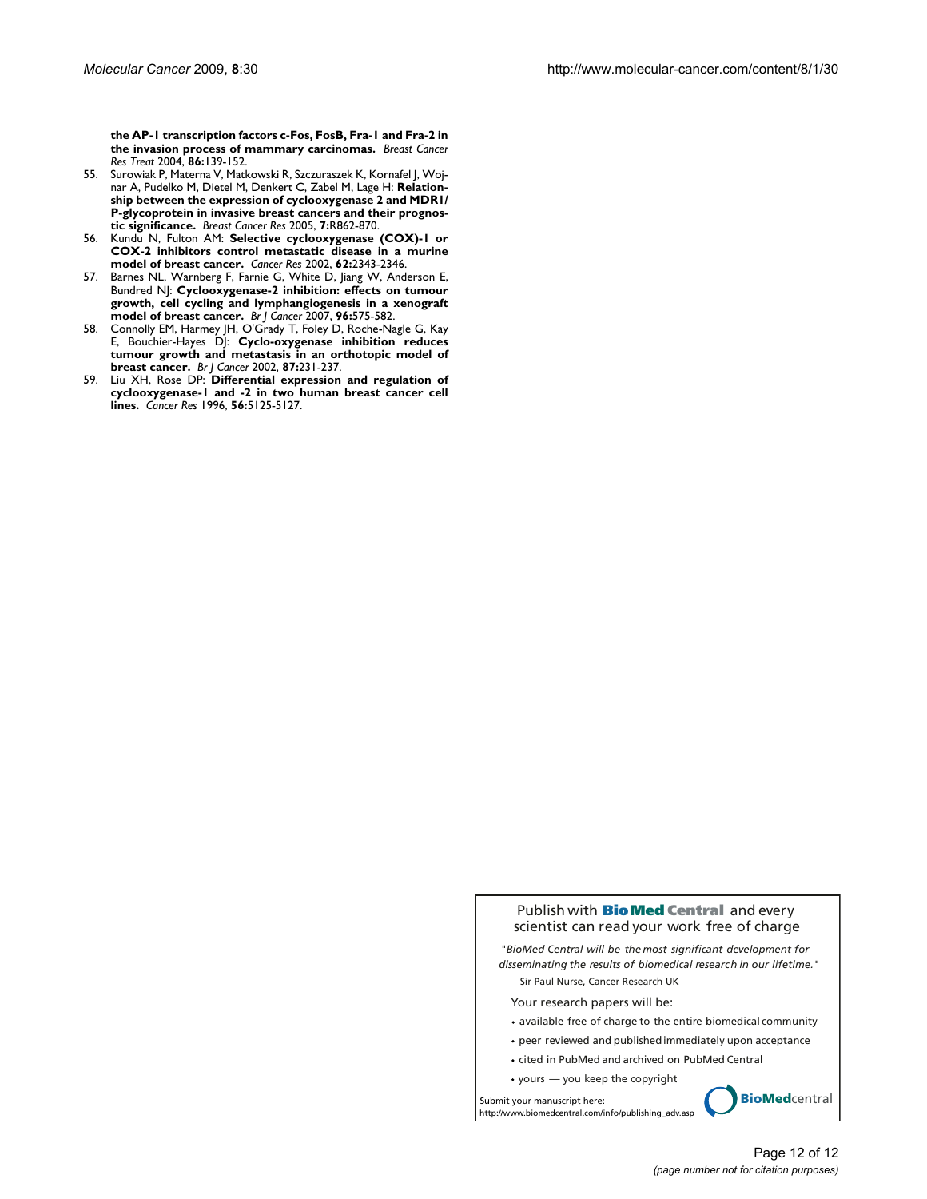the AP-1 transcription factors c-Fos, FosB, Fra-1 and Fra-2 in the invasion process of mammary carcinomas. *Breast Cancer Res Treat* 2004, **86:**139-152.

55. Surowiak P, Materna V, Matkowski R, Szczuraszek K, Kornafel J, Wojnar A, Pudelko M, Dietel M, Denkert C, Zabel M, Lage H: **Relationship between the expression of cyclooxygenase 2 and MDR1/P-glycoprotein in invasive breast cancers and their prognostic significance.** *Breast Cancer Res* 2005, **7:**R862-870.
56. Kundu N, Fulton AM: **Selective cyclooxygenase (COX)-1 or COX-2 inhibitors control metastatic disease in a murine model of breast cancer.** *Cancer Res* 2002, **62:**2343-2346.
57. Barnes NL, Warnberg F, Farnie G, White D, Jiang W, Anderson E, Bundred NJ: **Cyclooxygenase-2 inhibition: effects on tumour growth, cell cycling and lymphangiogenesis in a xenograft model of breast cancer.** *Br J Cancer* 2007, **96:**575-582.
58. Connolly EM, Harmey JH, O'Grady T, Foley D, Roche-Nagle G, Kay E, Bouchier-Hayes DJ: **Cyclo-oxygenase inhibition reduces tumour growth and metastasis in an orthotopic model of breast cancer.** *Br J Cancer* 2002, **87:**231-237.
59. Liu XH, Rose DP: **Differential expression and regulation of cyclooxygenase-1 and -2 in two human breast cancer cell lines.** *Cancer Res* 1996, **56:**5125-5127.

Publish with **BioMed Central** and every scientist can read your work free of charge

*"BioMed Central will be the most significant development for disseminating the results of biomedical research in our lifetime."*

Sir Paul Nurse, Cancer Research UK

Your research papers will be:

- available free of charge to the entire biomedical community
- peer reviewed and published immediately upon acceptance
- cited in PubMed and archived on PubMed Central
- yours — you keep the copyright

Submit your manuscript here:
http://www.biomedcentral.com/info/publishing_adv.asp

**BioMed**central